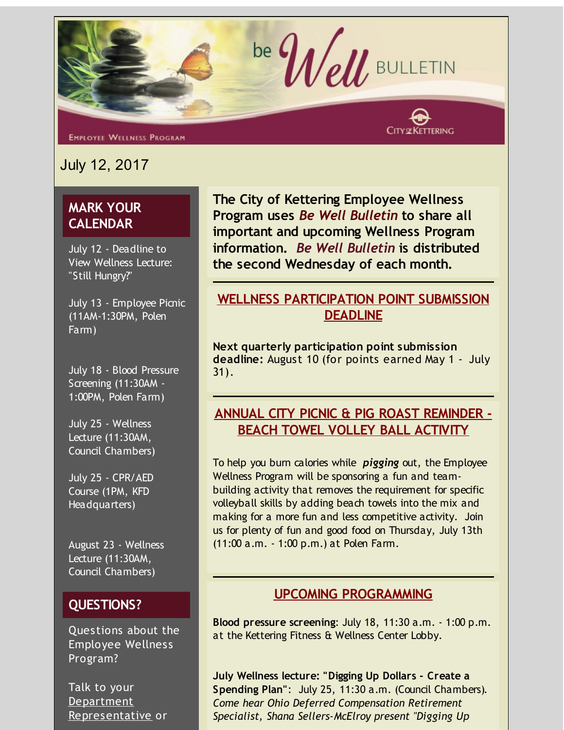# be Well BULLETIN

EMPLOYEE WELLNESS PROGRAM

CITY of KETTERING

July 12, 2017

## MARK YOUR CALENDAR

July 12 - Deadline to View Wellness Lecture: "Still Hungry?"

July 13 - Employee Picnic (11AM-1:30PM, Polen Farm)

July 18 - Blood Pressure Screening (11:30AM - 1:00PM, Polen Farm)

July 25 - Wellness Lecture (11:30AM, Council Chambers)

July 25 - CPR/AED Course (1PM, KFD Headquarters)

August 23 - Wellness Lecture (11:30AM, Council Chambers)

## QUESTIONS?

Questions about the Employee Wellness Program?

Talk to your Department Representative or

**The City of Kettering Employee Wellness Program uses *Be Well Bulletin* to share all important and upcoming Wellness Program information. *Be Well Bulletin* is distributed the second Wednesday of each month.**

## WELLNESS PARTICIPATION POINT SUBMISSION DEADLINE

**Next quarterly participation point submission deadline:** August 10 (for points earned May 1 - July 31).

## ANNUAL CITY PICNIC & PIG ROAST REMINDER - BEACH TOWEL VOLLEY BALL ACTIVITY

To help you burn calories while ***pigging*** out, the Employee Wellness Program will be sponsoring a fun and team-building activity that removes the requirement for specific volleyball skills by adding beach towels into the mix and making for a more fun and less competitive activity. Join us for plenty of fun and good food on Thursday, July 13th (11:00 a.m. - 1:00 p.m.) at Polen Farm.

## UPCOMING PROGRAMMING

**Blood pressure screening**: July 18, 11:30 a.m. - 1:00 p.m. at the Kettering Fitness & Wellness Center Lobby.

**July Wellness lecture: "Digging Up Dollars - Create a Spending Plan"**: July 25, 11:30 a.m. (Council Chambers). *Come hear Ohio Deferred Compensation Retirement Specialist, Shana Sellers-McElroy present "Digging Up*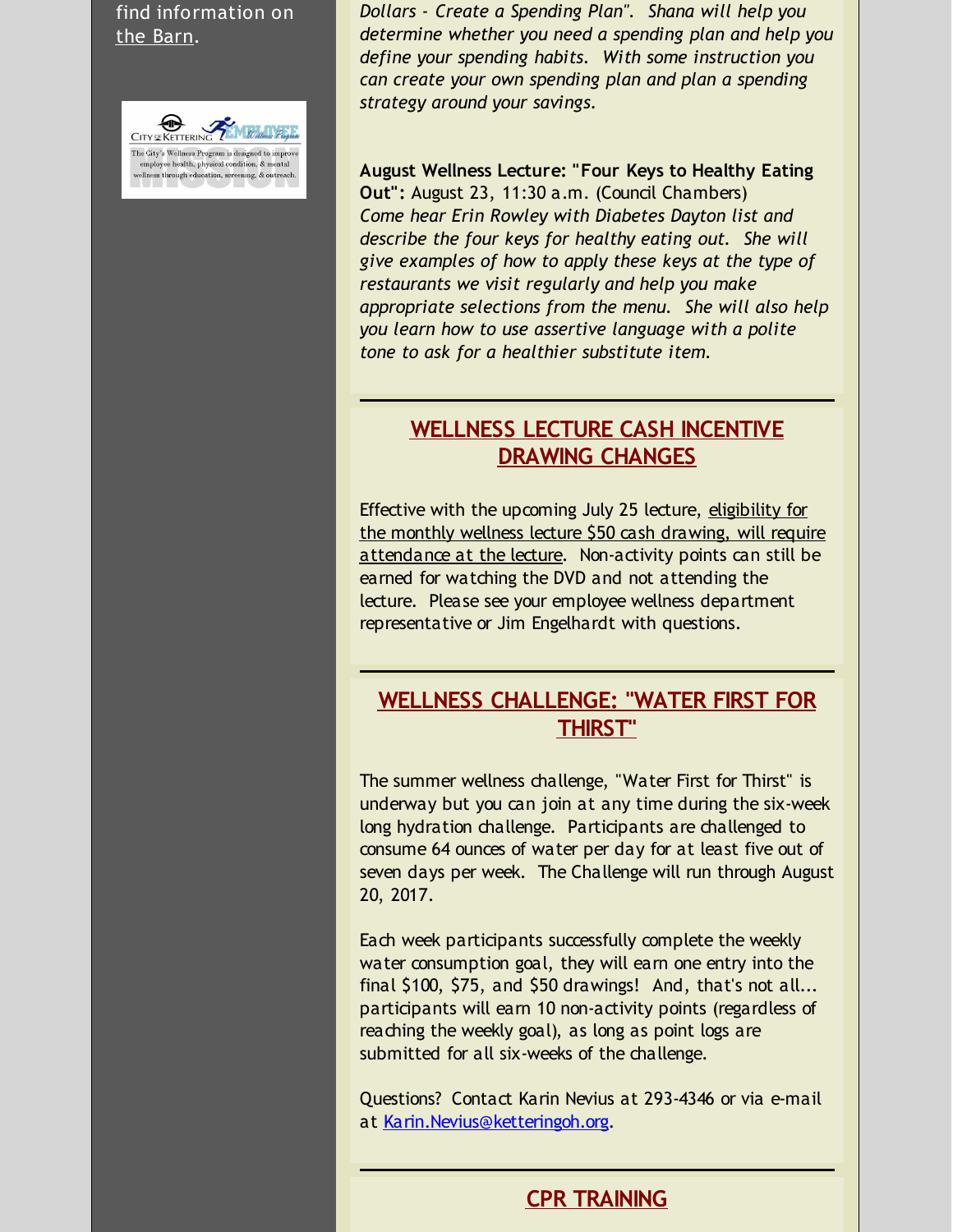find information on the Barn.

The City's Wellness Program is designed to improve employee health, physical condition, & mental wellness through education, screening, & outreach.

*Dollars - Create a Spending Plan". Shana will help you determine whether you need a spending plan and help you define your spending habits. With some instruction you can create your own spending plan and plan a spending strategy around your savings.*

**August Wellness Lecture: "Four Keys to Healthy Eating Out":** August 23, 11:30 a.m. (Council Chambers)
*Come hear Erin Rowley with Diabetes Dayton list and describe the four keys for healthy eating out. She will give examples of how to apply these keys at the type of restaurants we visit regularly and help you make appropriate selections from the menu. She will also help you learn how to use assertive language with a polite tone to ask for a healthier substitute item.*

## WELLNESS LECTURE CASH INCENTIVE DRAWING CHANGES

Effective with the upcoming July 25 lecture, eligibility for the monthly wellness lecture $50 cash drawing, will require attendance at the lecture. Non-activity points can still be earned for watching the DVD and not attending the lecture. Please see your employee wellness department representative or Jim Engelhardt with questions.

## WELLNESS CHALLENGE: "WATER FIRST FOR THIRST"

The summer wellness challenge, "Water First for Thirst" is underway but you can join at any time during the six-week long hydration challenge. Participants are challenged to consume 64 ounces of water per day for at least five out of seven days per week. The Challenge will run through August 20, 2017.

Each week participants successfully complete the weekly water consumption goal, they will earn one entry into the final $100, $75, and $50 drawings! And, that's not all... participants will earn 10 non-activity points (regardless of reaching the weekly goal), as long as point logs are submitted for all six-weeks of the challenge.

Questions? Contact Karin Nevius at 293-4346 or via e-mail at Karin.Nevius@ketteringoh.org.

## CPR TRAINING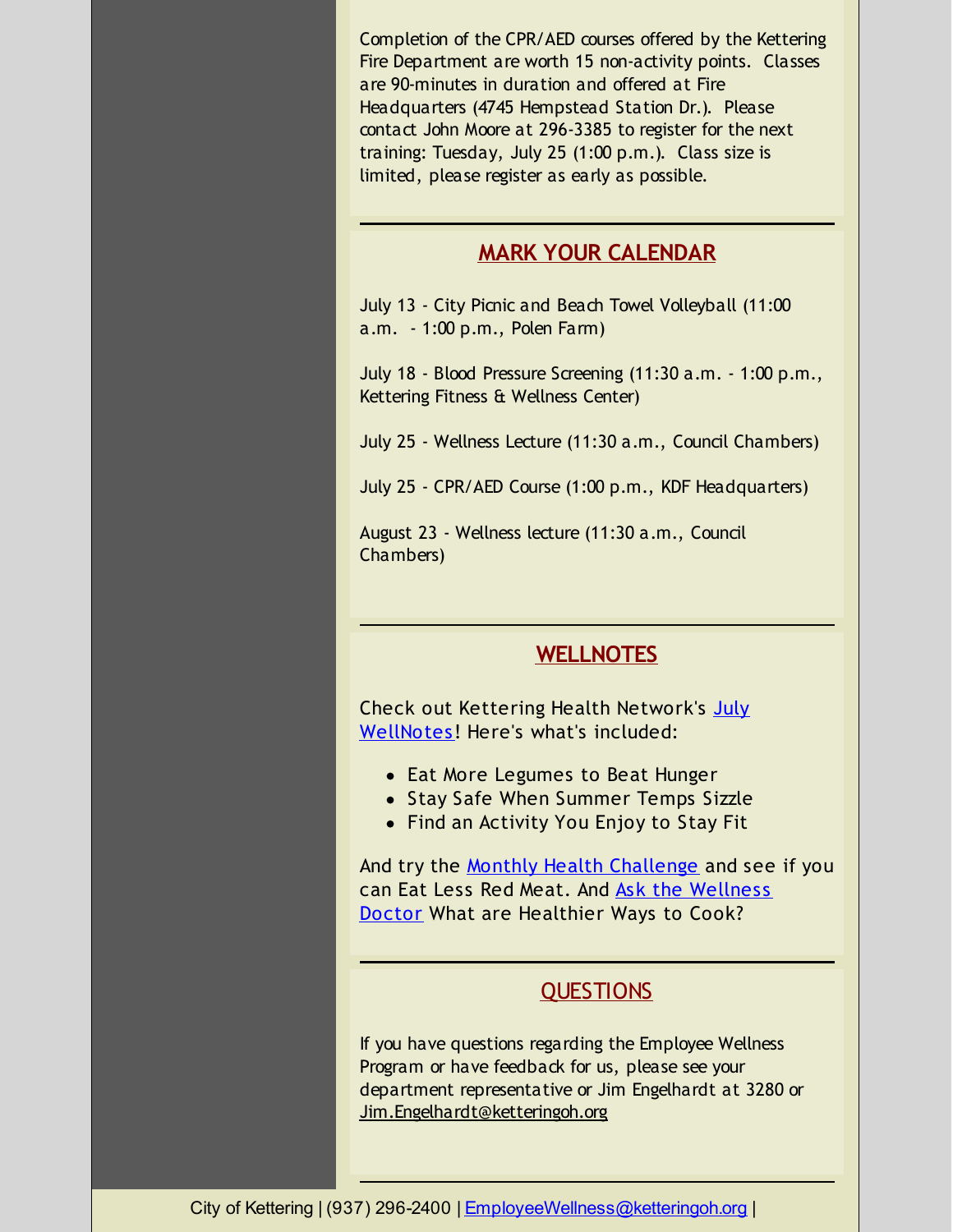Completion of the CPR/AED courses offered by the Kettering Fire Department are worth 15 non-activity points. Classes are 90-minutes in duration and offered at Fire Headquarters (4745 Hempstead Station Dr.). Please contact John Moore at 296-3385 to register for the next training: Tuesday, July 25 (1:00 p.m.). Class size is limited, please register as early as possible.

## MARK YOUR CALENDAR

July 13 - City Picnic and Beach Towel Volleyball (11:00 a.m. - 1:00 p.m., Polen Farm)

July 18 - Blood Pressure Screening (11:30 a.m. - 1:00 p.m., Kettering Fitness & Wellness Center)

July 25 - Wellness Lecture (11:30 a.m., Council Chambers)

July 25 - CPR/AED Course (1:00 p.m., KDF Headquarters)

August 23 - Wellness lecture (11:30 a.m., Council Chambers)

## WELLNOTES

Check out Kettering Health Network's July WellNotes! Here's what's included:

- Eat More Legumes to Beat Hunger
- Stay Safe When Summer Temps Sizzle
- Find an Activity You Enjoy to Stay Fit

And try the Monthly Health Challenge and see if you can Eat Less Red Meat. And Ask the Wellness Doctor What are Healthier Ways to Cook?

## QUESTIONS

If you have questions regarding the Employee Wellness Program or have feedback for us, please see your department representative or Jim Engelhardt at 3280 or Jim.Engelhardt@ketteringoh.org

City of Kettering | (937) 296-2400 | EmployeeWellness@ketteringoh.org |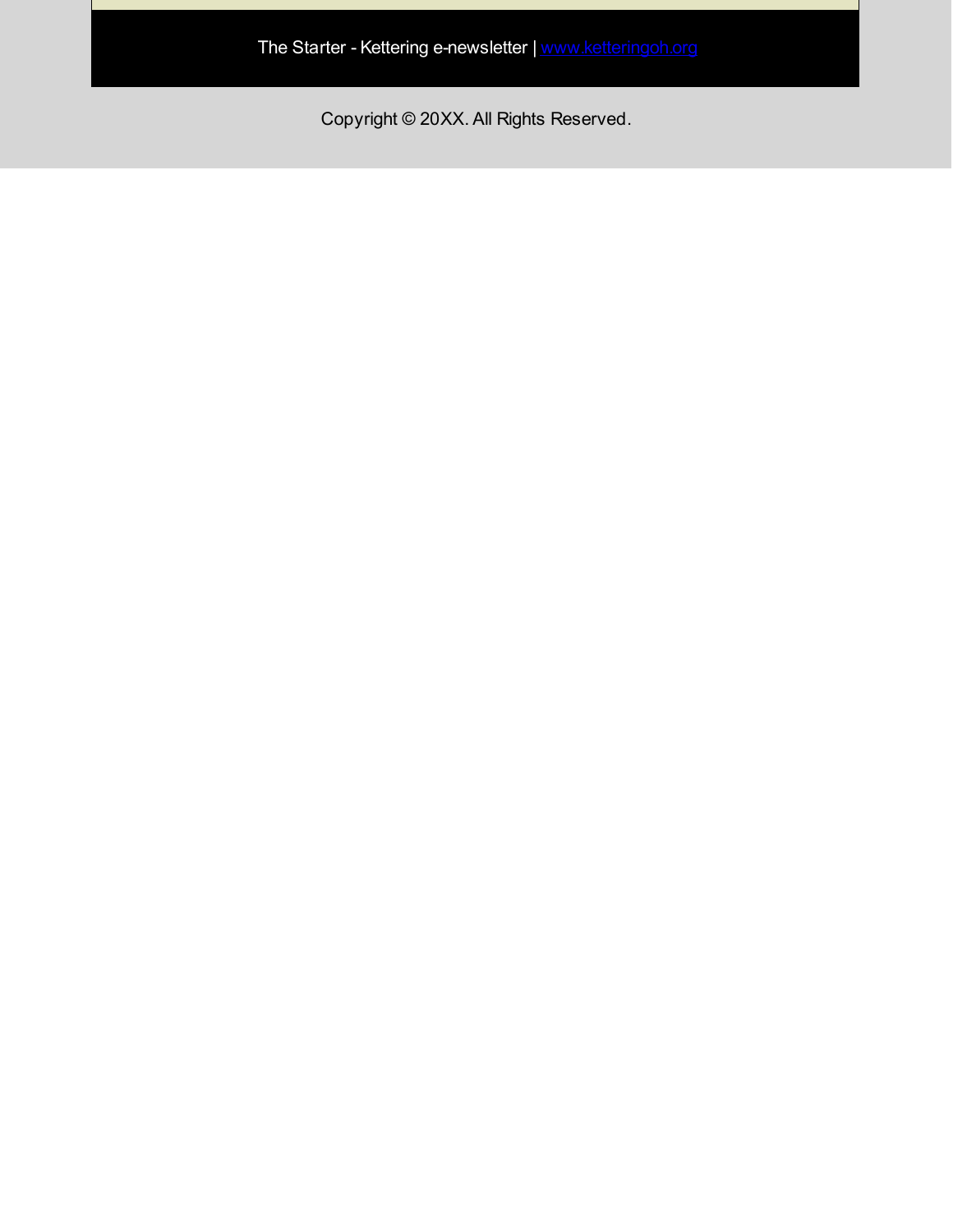The Starter - Kettering e-newsletter | [www.ketteringoh.org](http://www.ketteringoh.org)

Copyright © 20XX. All Rights Reserved.